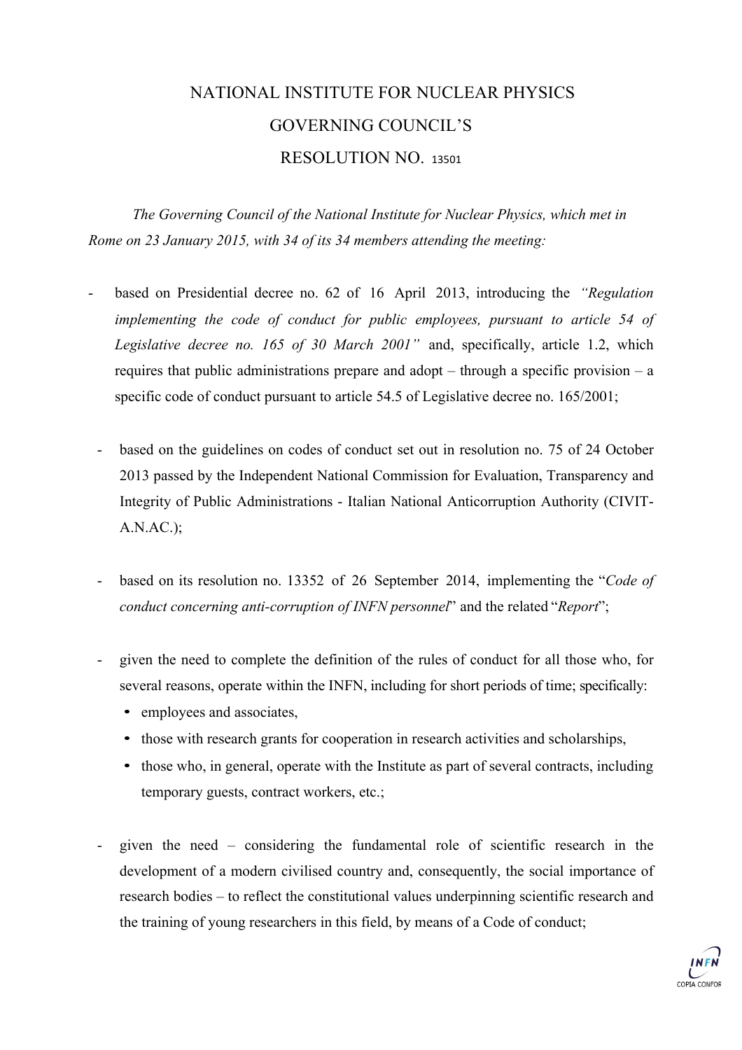# NATIONAL INSTITUTE FOR NUCLEAR PHYSICS
# GOVERNING COUNCIL'S
# RESOLUTION NO. 13501

*The Governing Council of the National Institute for Nuclear Physics, which met in Rome on 23 January 2015, with 34 of its 34 members attending the meeting:*

- based on Presidential decree no. 62 of 16 April 2013, introducing the *"Regulation implementing the code of conduct for public employees, pursuant to article 54 of Legislative decree no. 165 of 30 March 2001"* and, specifically, article 1.2, which requires that public administrations prepare and adopt – through a specific provision – a specific code of conduct pursuant to article 54.5 of Legislative decree no. 165/2001;

- based on the guidelines on codes of conduct set out in resolution no. 75 of 24 October 2013 passed by the Independent National Commission for Evaluation, Transparency and Integrity of Public Administrations - Italian National Anticorruption Authority (CIVIT-A.N.AC.);

- based on its resolution no. 13352 of 26 September 2014, implementing the "*Code of conduct concerning anti-corruption of INFN personnel*" and the related "*Report*";

- given the need to complete the definition of the rules of conduct for all those who, for several reasons, operate within the INFN, including for short periods of time; specifically:
  - employees and associates,
  - those with research grants for cooperation in research activities and scholarships,
  - those who, in general, operate with the Institute as part of several contracts, including temporary guests, contract workers, etc.;

- given the need – considering the fundamental role of scientific research in the development of a modern civilised country and, consequently, the social importance of research bodies – to reflect the constitutional values underpinning scientific research and the training of young researchers in this field, by means of a Code of conduct;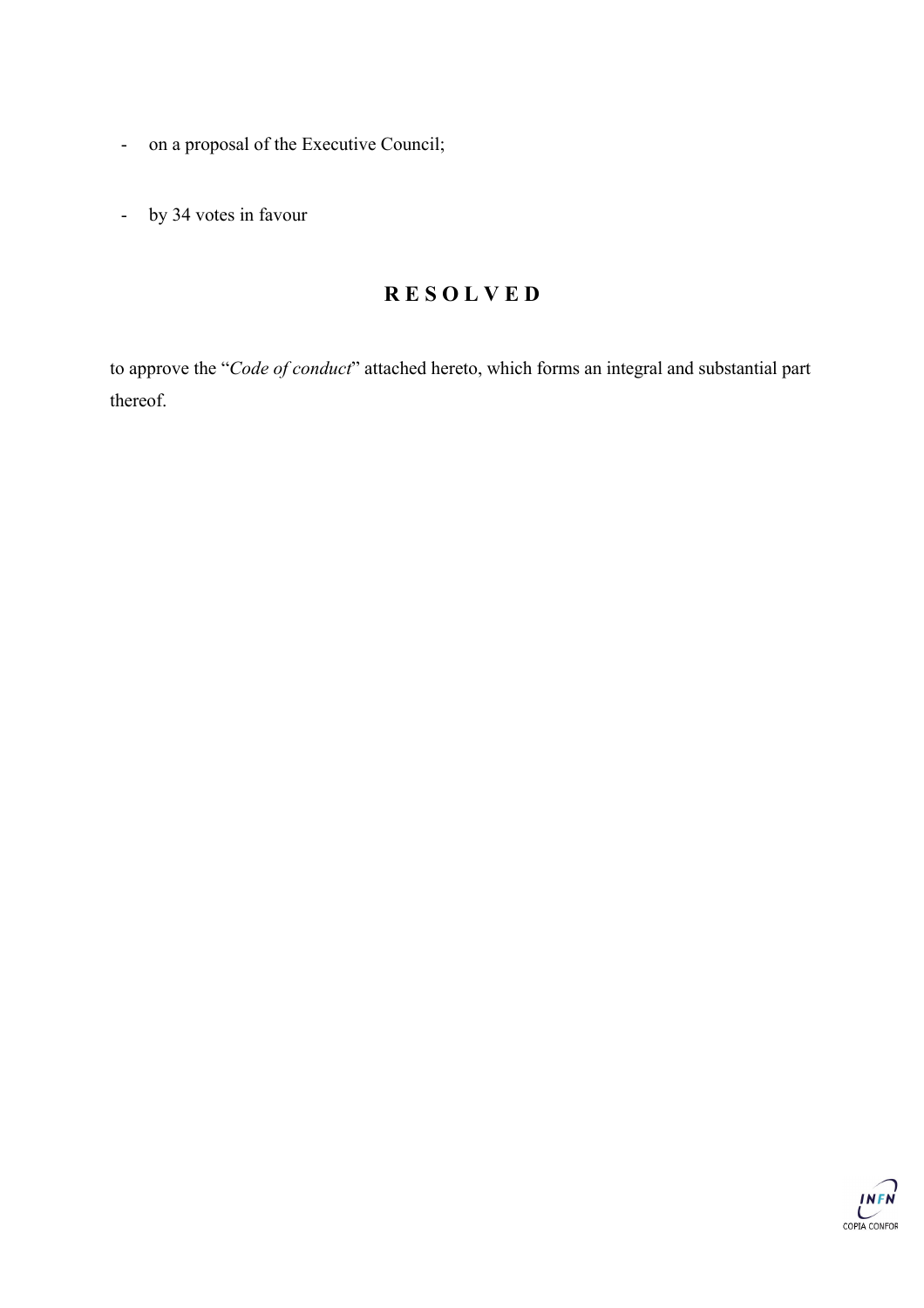- on a proposal of the Executive Council;

- by 34 votes in favour

**R E S O L V E D**

to approve the "*Code of conduct*" attached hereto, which forms an integral and substantial part thereof.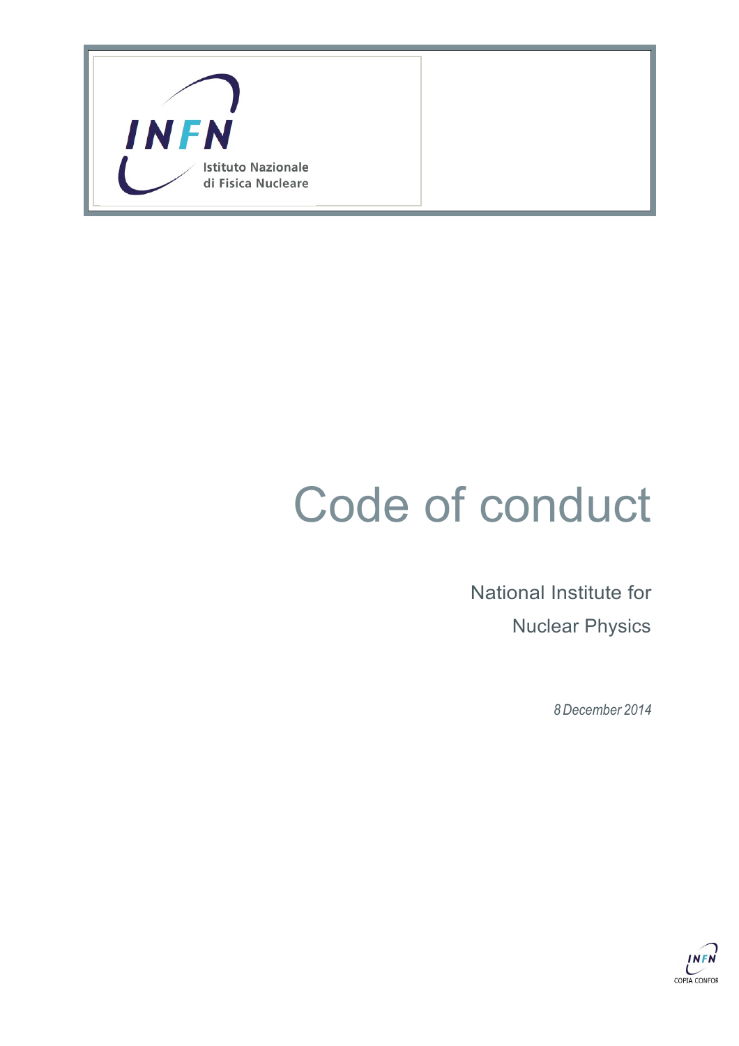Istituto Nazionale di Fisica Nucleare

# Code of conduct

National Institute for

Nuclear Physics

*8 December 2014*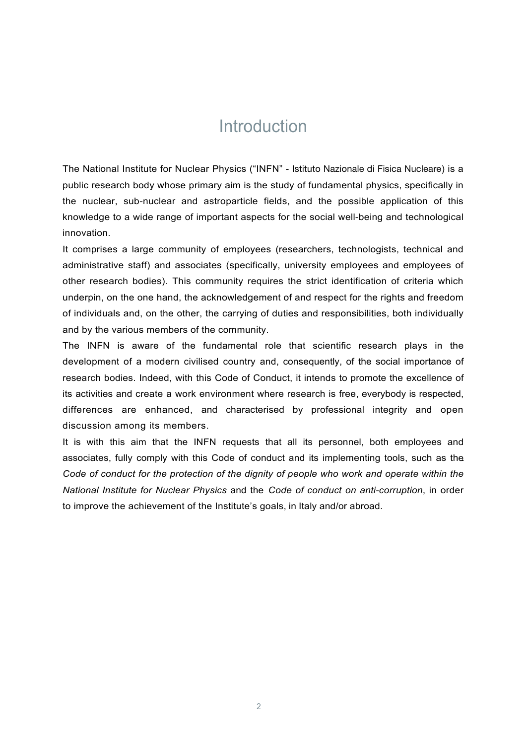# Introduction

The National Institute for Nuclear Physics ("INFN" - Istituto Nazionale di Fisica Nucleare) is a public research body whose primary aim is the study of fundamental physics, specifically in the nuclear, sub-nuclear and astroparticle fields, and the possible application of this knowledge to a wide range of important aspects for the social well-being and technological innovation.

It comprises a large community of employees (researchers, technologists, technical and administrative staff) and associates (specifically, university employees and employees of other research bodies). This community requires the strict identification of criteria which underpin, on the one hand, the acknowledgement of and respect for the rights and freedom of individuals and, on the other, the carrying of duties and responsibilities, both individually and by the various members of the community.

The INFN is aware of the fundamental role that scientific research plays in the development of a modern civilised country and, consequently, of the social importance of research bodies. Indeed, with this Code of Conduct, it intends to promote the excellence of its activities and create a work environment where research is free, everybody is respected, differences are enhanced, and characterised by professional integrity and open discussion among its members.

It is with this aim that the INFN requests that all its personnel, both employees and associates, fully comply with this Code of conduct and its implementing tools, such as the *Code of conduct for the protection of the dignity of people who work and operate within the National Institute for Nuclear Physics* and the *Code of conduct on anti-corruption*, in order to improve the achievement of the Institute's goals, in Italy and/or abroad.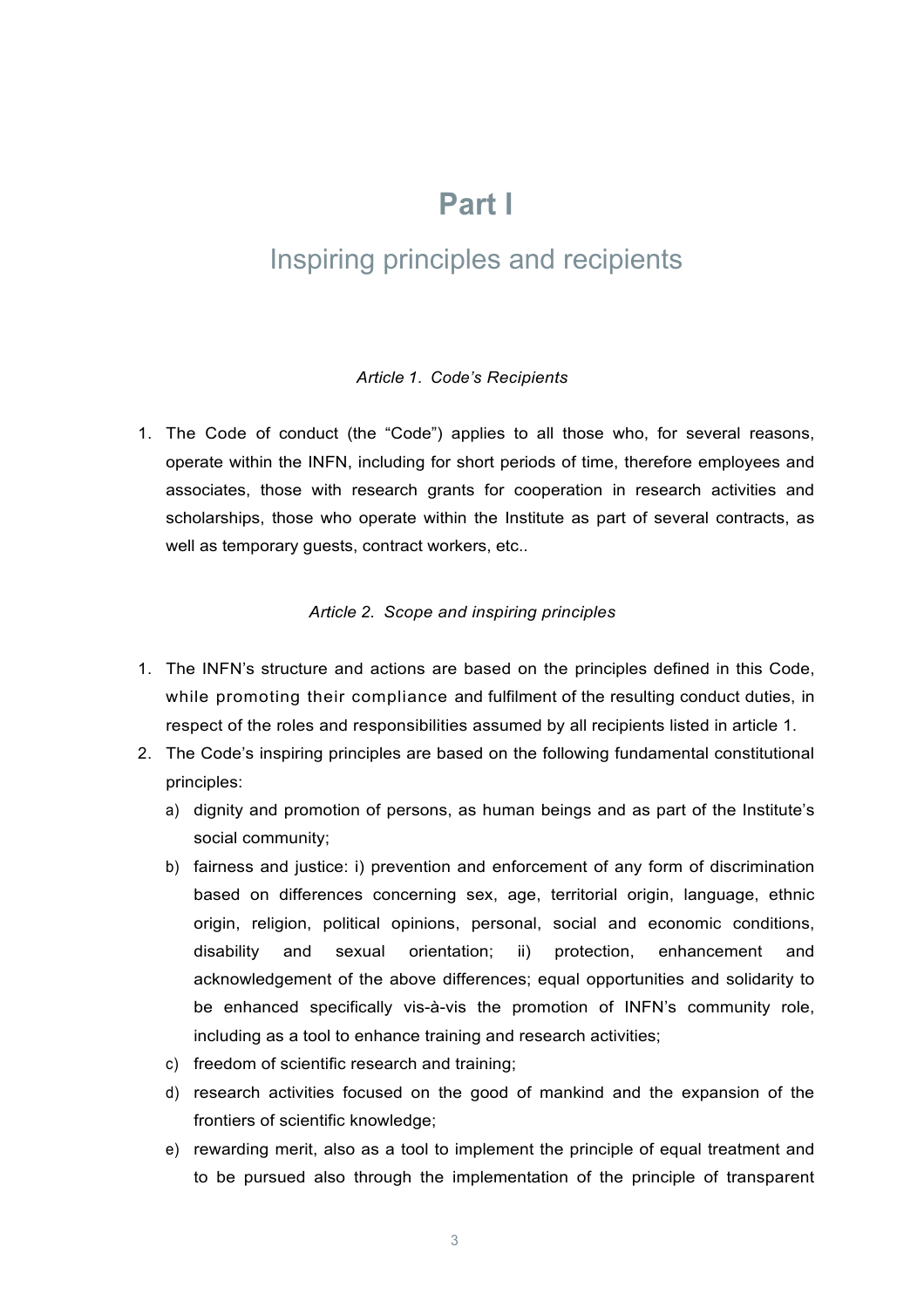# Part I

## Inspiring principles and recipients

*Article 1. Code's Recipients*

1. The Code of conduct (the "Code") applies to all those who, for several reasons, operate within the INFN, including for short periods of time, therefore employees and associates, those with research grants for cooperation in research activities and scholarships, those who operate within the Institute as part of several contracts, as well as temporary guests, contract workers, etc..

*Article 2. Scope and inspiring principles*

1. The INFN's structure and actions are based on the principles defined in this Code, while promoting their compliance and fulfilment of the resulting conduct duties, in respect of the roles and responsibilities assumed by all recipients listed in article 1.
2. The Code's inspiring principles are based on the following fundamental constitutional principles:
   a) dignity and promotion of persons, as human beings and as part of the Institute's social community;
   b) fairness and justice: i) prevention and enforcement of any form of discrimination based on differences concerning sex, age, territorial origin, language, ethnic origin, religion, political opinions, personal, social and economic conditions, disability and sexual orientation; ii) protection, enhancement and acknowledgement of the above differences; equal opportunities and solidarity to be enhanced specifically vis-à-vis the promotion of INFN's community role, including as a tool to enhance training and research activities;
   c) freedom of scientific research and training;
   d) research activities focused on the good of mankind and the expansion of the frontiers of scientific knowledge;
   e) rewarding merit, also as a tool to implement the principle of equal treatment and to be pursued also through the implementation of the principle of transparent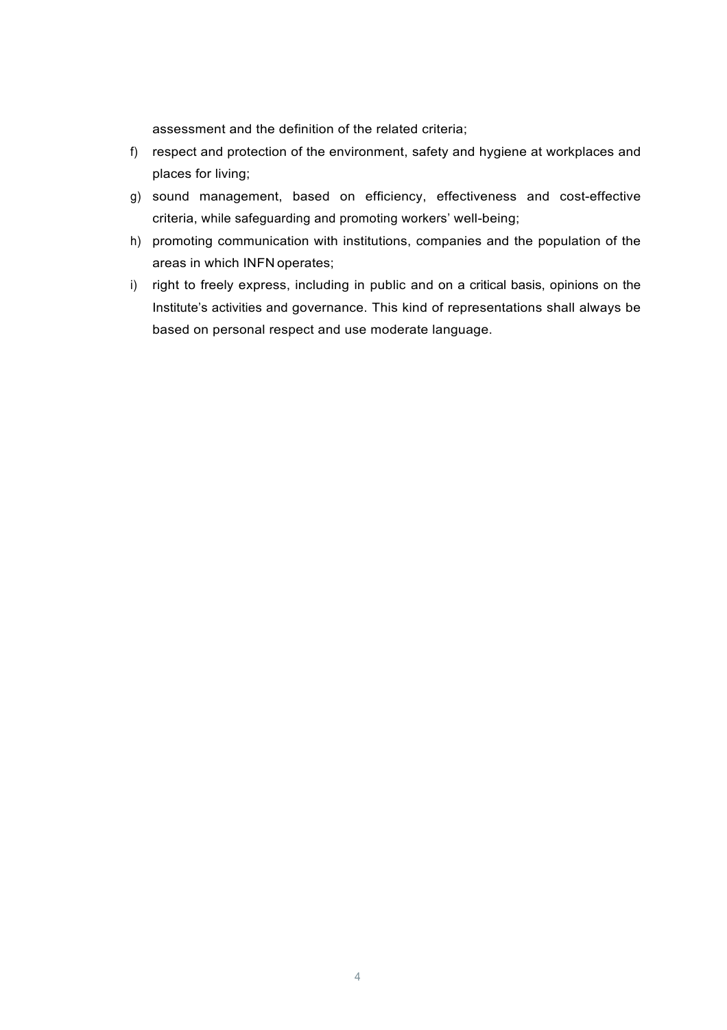assessment and the definition of the related criteria;

f) respect and protection of the environment, safety and hygiene at workplaces and places for living;
g) sound management, based on efficiency, effectiveness and cost-effective criteria, while safeguarding and promoting workers' well-being;
h) promoting communication with institutions, companies and the population of the areas in which INFN operates;
i) right to freely express, including in public and on a critical basis, opinions on the Institute's activities and governance. This kind of representations shall always be based on personal respect and use moderate language.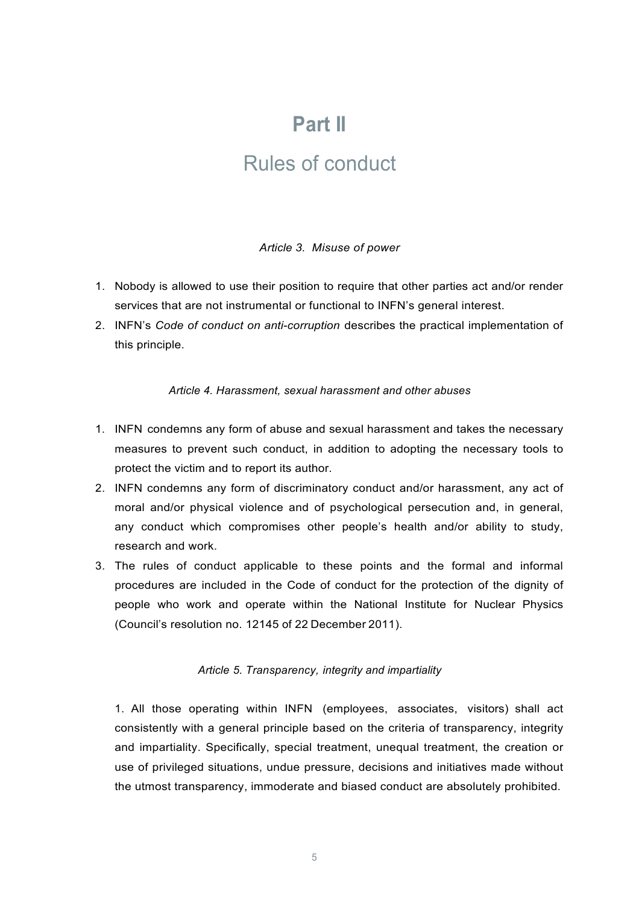# Part II

## Rules of conduct

*Article 3. Misuse of power*

1. Nobody is allowed to use their position to require that other parties act and/or render services that are not instrumental or functional to INFN's general interest.
2. INFN's *Code of conduct on anti-corruption* describes the practical implementation of this principle.

*Article 4. Harassment, sexual harassment and other abuses*

1. INFN condemns any form of abuse and sexual harassment and takes the necessary measures to prevent such conduct, in addition to adopting the necessary tools to protect the victim and to report its author.
2. INFN condemns any form of discriminatory conduct and/or harassment, any act of moral and/or physical violence and of psychological persecution and, in general, any conduct which compromises other people's health and/or ability to study, research and work.
3. The rules of conduct applicable to these points and the formal and informal procedures are included in the Code of conduct for the protection of the dignity of people who work and operate within the National Institute for Nuclear Physics (Council's resolution no. 12145 of 22 December 2011).

*Article 5. Transparency, integrity and impartiality*

1. All those operating within INFN (employees, associates, visitors) shall act consistently with a general principle based on the criteria of transparency, integrity and impartiality. Specifically, special treatment, unequal treatment, the creation or use of privileged situations, undue pressure, decisions and initiatives made without the utmost transparency, immoderate and biased conduct are absolutely prohibited.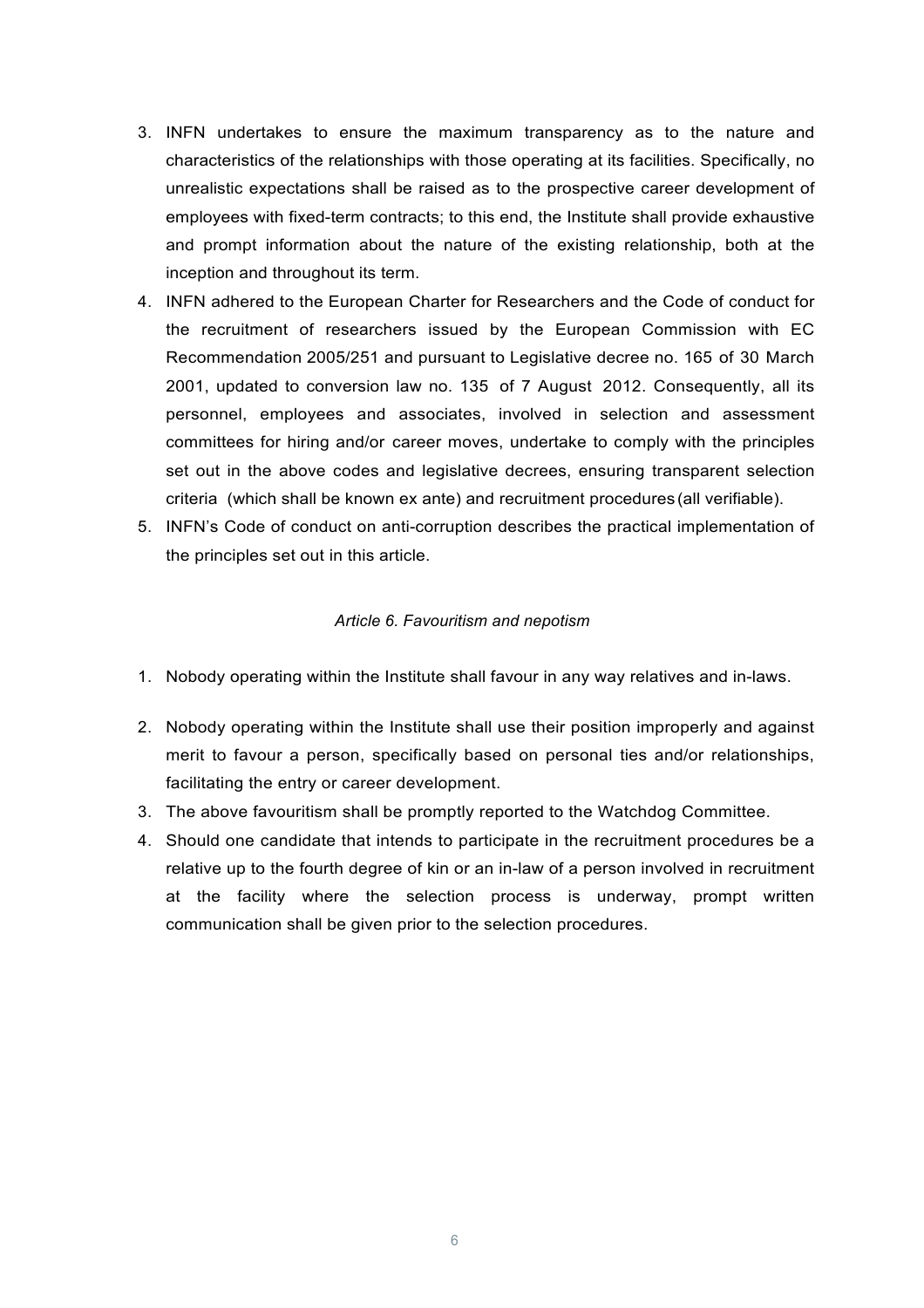3. INFN undertakes to ensure the maximum transparency as to the nature and characteristics of the relationships with those operating at its facilities. Specifically, no unrealistic expectations shall be raised as to the prospective career development of employees with fixed-term contracts; to this end, the Institute shall provide exhaustive and prompt information about the nature of the existing relationship, both at the inception and throughout its term.
4. INFN adhered to the European Charter for Researchers and the Code of conduct for the recruitment of researchers issued by the European Commission with EC Recommendation 2005/251 and pursuant to Legislative decree no. 165 of 30 March 2001, updated to conversion law no. 135 of 7 August 2012. Consequently, all its personnel, employees and associates, involved in selection and assessment committees for hiring and/or career moves, undertake to comply with the principles set out in the above codes and legislative decrees, ensuring transparent selection criteria (which shall be known ex ante) and recruitment procedures (all verifiable).
5. INFN's Code of conduct on anti-corruption describes the practical implementation of the principles set out in this article.

*Article 6. Favouritism and nepotism*

1. Nobody operating within the Institute shall favour in any way relatives and in-laws.
2. Nobody operating within the Institute shall use their position improperly and against merit to favour a person, specifically based on personal ties and/or relationships, facilitating the entry or career development.
3. The above favouritism shall be promptly reported to the Watchdog Committee.
4. Should one candidate that intends to participate in the recruitment procedures be a relative up to the fourth degree of kin or an in-law of a person involved in recruitment at the facility where the selection process is underway, prompt written communication shall be given prior to the selection procedures.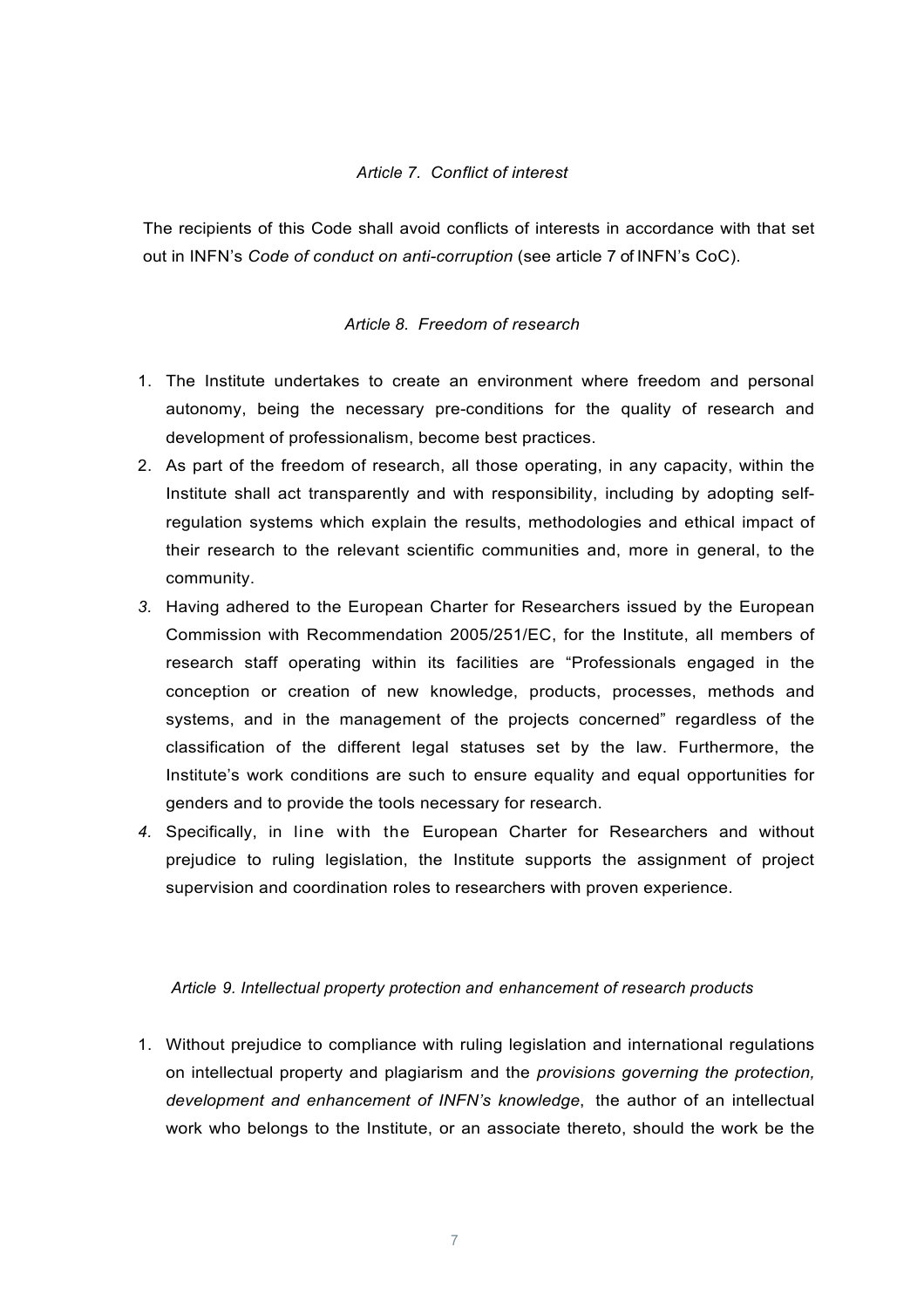### *Article 7. Conflict of interest*

The recipients of this Code shall avoid conflicts of interests in accordance with that set out in INFN's *Code of conduct on anti-corruption* (see article 7 of INFN's CoC).

### *Article 8. Freedom of research*

1. The Institute undertakes to create an environment where freedom and personal autonomy, being the necessary pre-conditions for the quality of research and development of professionalism, become best practices.
2. As part of the freedom of research, all those operating, in any capacity, within the Institute shall act transparently and with responsibility, including by adopting self-regulation systems which explain the results, methodologies and ethical impact of their research to the relevant scientific communities and, more in general, to the community.
3. Having adhered to the European Charter for Researchers issued by the European Commission with Recommendation 2005/251/EC, for the Institute, all members of research staff operating within its facilities are "Professionals engaged in the conception or creation of new knowledge, products, processes, methods and systems, and in the management of the projects concerned" regardless of the classification of the different legal statuses set by the law. Furthermore, the Institute's work conditions are such to ensure equality and equal opportunities for genders and to provide the tools necessary for research.
4. Specifically, in line with the European Charter for Researchers and without prejudice to ruling legislation, the Institute supports the assignment of project supervision and coordination roles to researchers with proven experience.

### *Article 9. Intellectual property protection and enhancement of research products*

1. Without prejudice to compliance with ruling legislation and international regulations on intellectual property and plagiarism and the *provisions governing the protection, development and enhancement of INFN's knowledge*, the author of an intellectual work who belongs to the Institute, or an associate thereto, should the work be the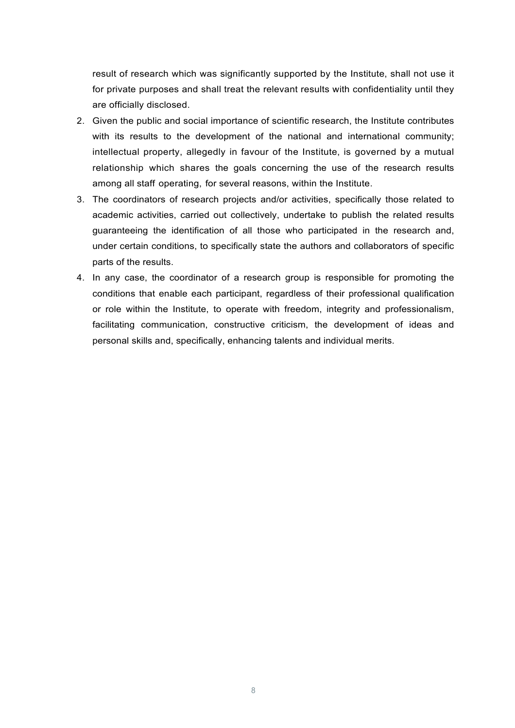result of research which was significantly supported by the Institute, shall not use it for private purposes and shall treat the relevant results with confidentiality until they are officially disclosed.

2. Given the public and social importance of scientific research, the Institute contributes with its results to the development of the national and international community; intellectual property, allegedly in favour of the Institute, is governed by a mutual relationship which shares the goals concerning the use of the research results among all staff operating, for several reasons, within the Institute.
3. The coordinators of research projects and/or activities, specifically those related to academic activities, carried out collectively, undertake to publish the related results guaranteeing the identification of all those who participated in the research and, under certain conditions, to specifically state the authors and collaborators of specific parts of the results.
4. In any case, the coordinator of a research group is responsible for promoting the conditions that enable each participant, regardless of their professional qualification or role within the Institute, to operate with freedom, integrity and professionalism, facilitating communication, constructive criticism, the development of ideas and personal skills and, specifically, enhancing talents and individual merits.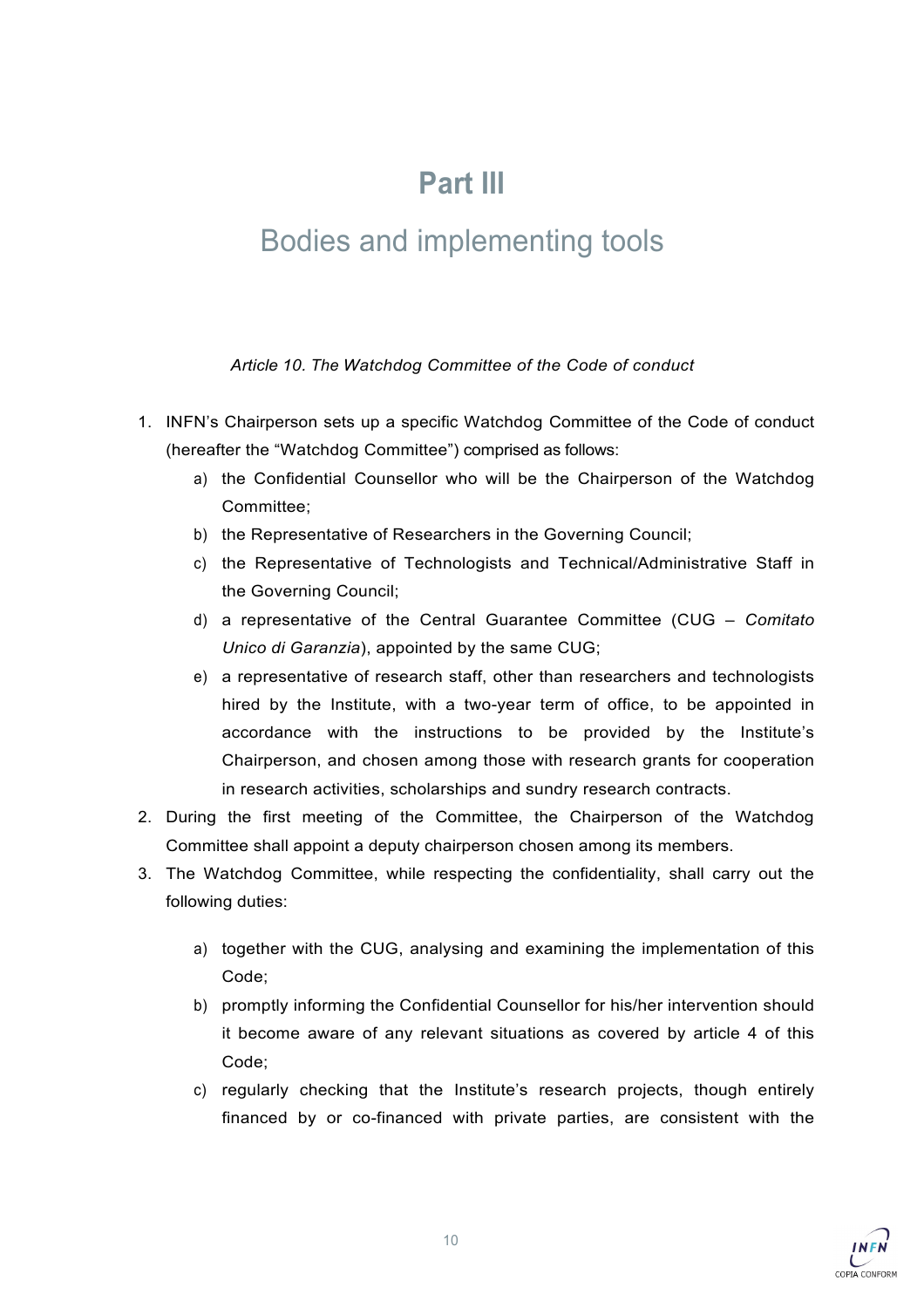# Part III

## Bodies and implementing tools

*Article 10. The Watchdog Committee of the Code of conduct*

1. INFN's Chairperson sets up a specific Watchdog Committee of the Code of conduct (hereafter the "Watchdog Committee") comprised as follows:
   a) the Confidential Counsellor who will be the Chairperson of the Watchdog Committee;
   b) the Representative of Researchers in the Governing Council;
   c) the Representative of Technologists and Technical/Administrative Staff in the Governing Council;
   d) a representative of the Central Guarantee Committee (CUG – *Comitato Unico di Garanzia*), appointed by the same CUG;
   e) a representative of research staff, other than researchers and technologists hired by the Institute, with a two-year term of office, to be appointed in accordance with the instructions to be provided by the Institute's Chairperson, and chosen among those with research grants for cooperation in research activities, scholarships and sundry research contracts.
2. During the first meeting of the Committee, the Chairperson of the Watchdog Committee shall appoint a deputy chairperson chosen among its members.
3. The Watchdog Committee, while respecting the confidentiality, shall carry out the following duties:
   a) together with the CUG, analysing and examining the implementation of this Code;
   b) promptly informing the Confidential Counsellor for his/her intervention should it become aware of any relevant situations as covered by article 4 of this Code;
   c) regularly checking that the Institute's research projects, though entirely financed by or co-financed with private parties, are consistent with the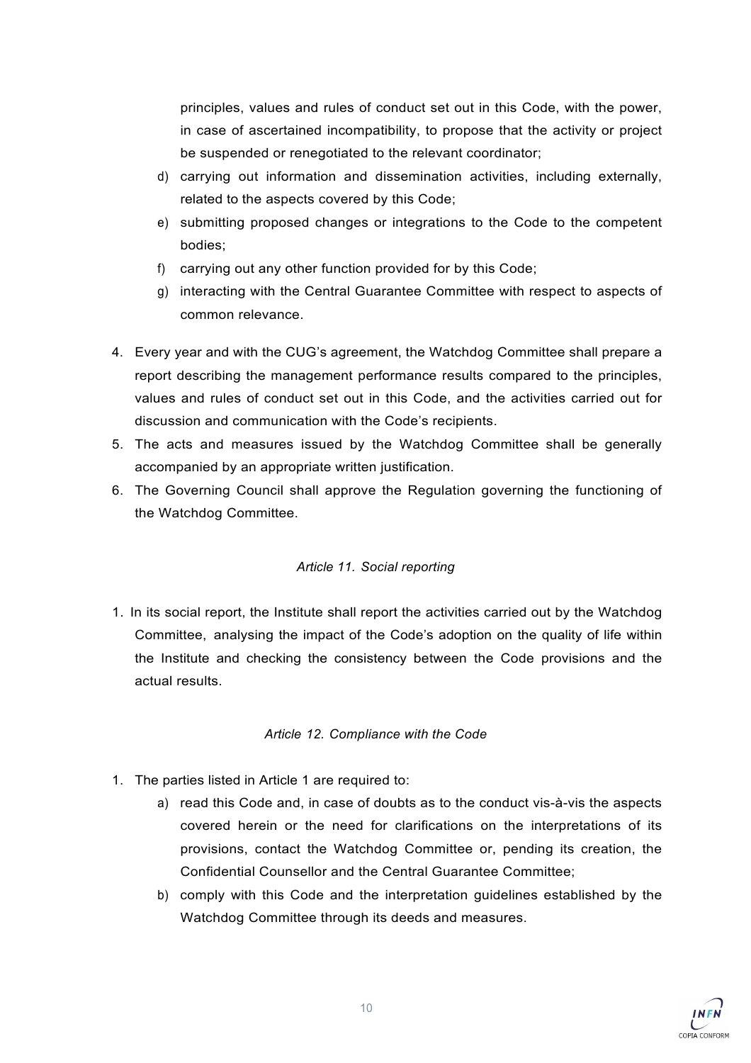principles, values and rules of conduct set out in this Code, with the power, in case of ascertained incompatibility, to propose that the activity or project be suspended or renegotiated to the relevant coordinator;

   d) carrying out information and dissemination activities, including externally, related to the aspects covered by this Code;
   e) submitting proposed changes or integrations to the Code to the competent bodies;
   f) carrying out any other function provided for by this Code;
   g) interacting with the Central Guarantee Committee with respect to aspects of common relevance.

4. Every year and with the CUG's agreement, the Watchdog Committee shall prepare a report describing the management performance results compared to the principles, values and rules of conduct set out in this Code, and the activities carried out for discussion and communication with the Code's recipients.
5. The acts and measures issued by the Watchdog Committee shall be generally accompanied by an appropriate written justification.
6. The Governing Council shall approve the Regulation governing the functioning of the Watchdog Committee.

### *Article 11. Social reporting*

1. In its social report, the Institute shall report the activities carried out by the Watchdog Committee, analysing the impact of the Code's adoption on the quality of life within the Institute and checking the consistency between the Code provisions and the actual results.

### *Article 12. Compliance with the Code*

1. The parties listed in Article 1 are required to:
   a) read this Code and, in case of doubts as to the conduct vis-à-vis the aspects covered herein or the need for clarifications on the interpretations of its provisions, contact the Watchdog Committee or, pending its creation, the Confidential Counsellor and the Central Guarantee Committee;
   b) comply with this Code and the interpretation guidelines established by the Watchdog Committee through its deeds and measures.